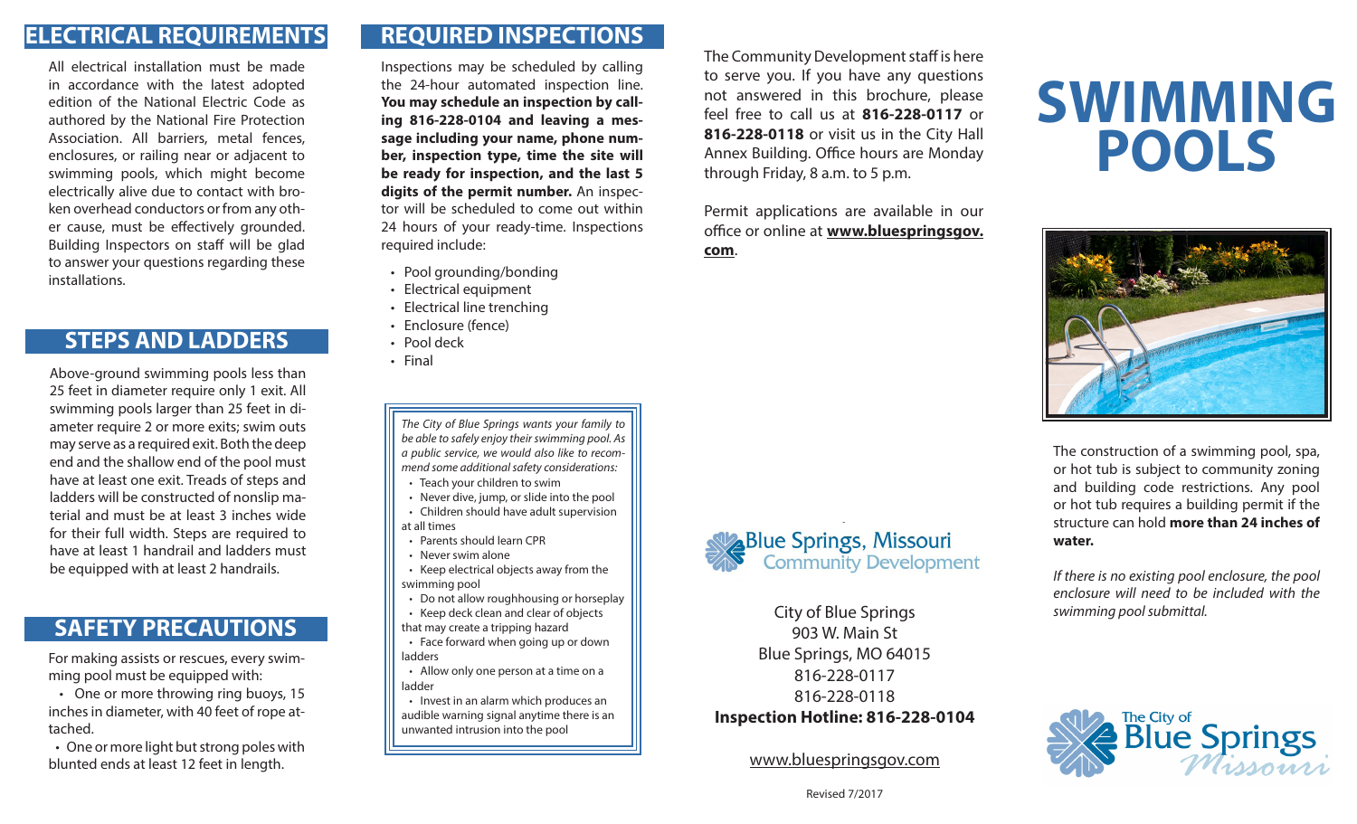# SWIMMING POOLS

The construction of a swimming pool, spa, or hot tub is subject to community zoning and building code restrictions. Any pool or hot tub requires a building permit if the structure can hold **more than 24 inches of water.**

*If there is no existing pool enclosure, the pool enclosure will need to be included with the swimming pool submittal.*

## ELECTRICAL REQUIREMENTS

All electrical installation must be made in accordance with the latest adopted edition of the National Electric Code as authored by the National Fire Protection Association. All barriers, metal fences, enclosures, or railing near or adjacent to swimming pools, which might become electrically alive due to contact with broken overhead conductors or from any other cause, must be effectively grounded. Building Inspectors on staff will be glad to answer your questions regarding these installations.

## STEPS AND LADDERS

Above-ground swimming pools less than 25 feet in diameter require only 1 exit. All swimming pools larger than 25 feet in diameter require 2 or more exits; swim outs may serve as a required exit. Both the deep end and the shallow end of the pool must have at least one exit. Treads of steps and ladders will be constructed of nonslip material and must be at least 3 inches wide for their full width. Steps are required to have at least 1 handrail and ladders must be equipped with at least 2 handrails.

## SAFETY PRECAUTIONS

For making assists or rescues, every swimming pool must be equipped with:

- One or more throwing ring buoys, 15 inches in diameter, with 40 feet of rope attached.
- One or more light but strong poles with blunted ends at least 12 feet in length.

## REQUIRED INSPECTIONS

Inspections may be scheduled by calling the 24-hour automated inspection line. **You may schedule an inspection by calling 816-228-0104 and leaving a message including your name, phone number, inspection type, time the site will be ready for inspection, and the last 5 digits of the permit number.** An inspector will be scheduled to come out within 24 hours of your ready-time. Inspections required include:

- Pool grounding/bonding
- Electrical equipment
- Electrical line trenching
- Enclosure (fence)
- Pool deck
- Final

*The City of Blue Springs wants your family to be able to safely enjoy their swimming pool. As a public service, we would also like to recommend some additional safety considerations:*

- Teach your children to swim
- Never dive, jump, or slide into the pool
- Children should have adult supervision at all times
- Parents should learn CPR
- Never swim alone
- Keep electrical objects away from the swimming pool
- Do not allow roughhousing or horseplay
- Keep deck clean and clear of objects that may create a tripping hazard
- Face forward when going up or down ladders
- Allow only one person at a time on a ladder
- Invest in an alarm which produces an audible warning signal anytime there is an unwanted intrusion into the pool

The Community Development staff is here to serve you. If you have any questions not answered in this brochure, please feel free to call us at **816-228-0117** or **816-228-0118** or visit us in the City Hall Annex Building. Office hours are Monday through Friday, 8 a.m. to 5 p.m.

Permit applications are available in our office or online at **www.bluespringsgov.com**.

Blue Springs, Missouri
Community Development

City of Blue Springs
903 W. Main St
Blue Springs, MO 64015
816-228-0117
816-228-0118
**Inspection Hotline: 816-228-0104**

www.bluespringsgov.com

Revised 7/2017

The City of Blue Springs Missouri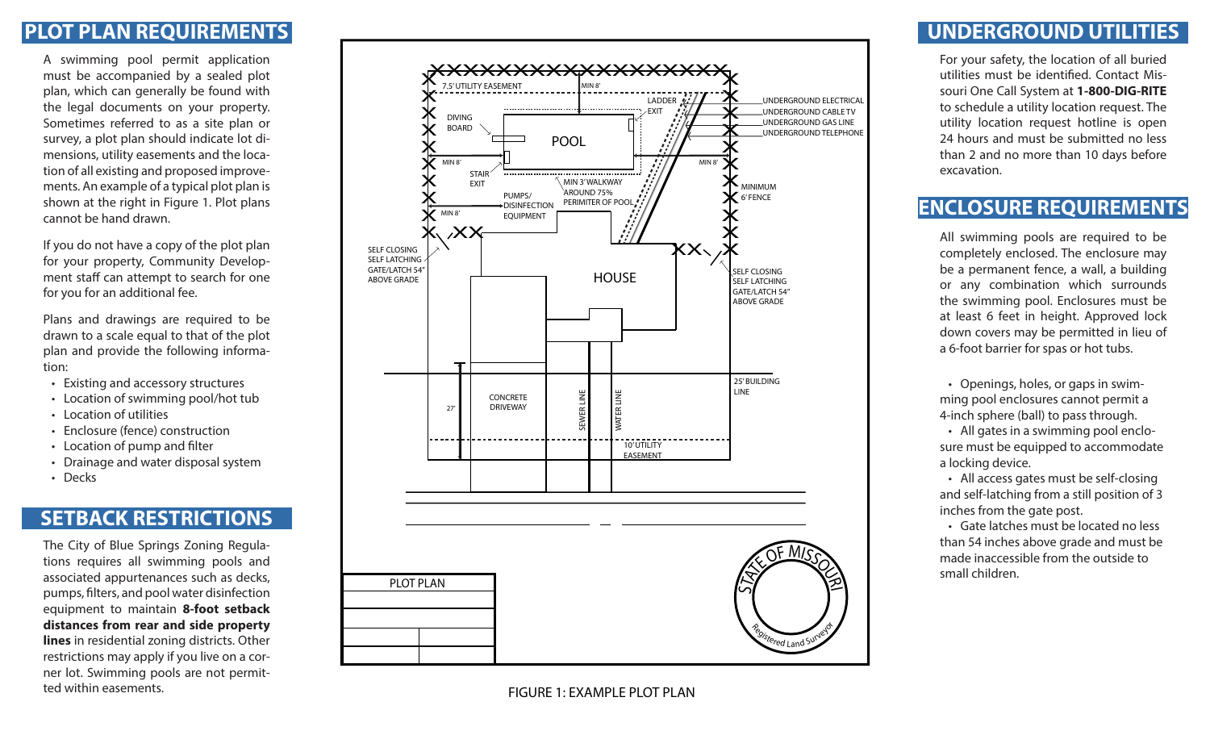## PLOT PLAN REQUIREMENTS

A swimming pool permit application must be accompanied by a sealed plot plan, which can generally be found with the legal documents on your property. Sometimes referred to as a site plan or survey, a plot plan should indicate lot dimensions, utility easements and the location of all existing and proposed improvements. An example of a typical plot plan is shown at the right in Figure 1. Plot plans cannot be hand drawn.

If you do not have a copy of the plot plan for your property, Community Development staff can attempt to search for one for you for an additional fee.

Plans and drawings are required to be drawn to a scale equal to that of the plot plan and provide the following information:

- Existing and accessory structures
- Location of swimming pool/hot tub
- Location of utilities
- Enclosure (fence) construction
- Location of pump and filter
- Drainage and water disposal system
- Decks

## SETBACK RESTRICTIONS

The City of Blue Springs Zoning Regulations requires all swimming pools and associated appurtenances such as decks, pumps, filters, and pool water disinfection equipment to maintain **8-foot setback distances from rear and side property lines** in residential zoning districts. Other restrictions may apply if you live on a corner lot. Swimming pools are not permitted within easements.

7.5' UTILITY EASEMENT
MIN 8'
LADDER EXIT
DIVING BOARD
POOL
UNDERGROUND ELECTRICAL
UNDERGROUND CABLE TV
UNDERGROUND GAS LINE
UNDERGROUND TELEPHONE
MIN 8'
MIN 8'
STAIR EXIT
MIN 3' WALKWAY AROUND 75% PERIMITER OF POOL
PUMPS/ DISINFECTION EQUIPMENT
MINIMUM 6' FENCE
MIN 8'
SELF CLOSING SELF LATCHING GATE/LATCH 54" ABOVE GRADE
HOUSE
SELF CLOSING SELF LATCHING GATE/LATCH 54" ABOVE GRADE
25' BUILDING LINE
27'
CONCRETE DRIVEWAY
SEWER LINE
WATER LINE
10' UTILITY EASEMENT
PLOT PLAN
STATE OF MISSOURI
Registered Land Surveyor

FIGURE 1: EXAMPLE PLOT PLAN

## UNDERGROUND UTILITIES

For your safety, the location of all buried utilities must be identified. Contact Missouri One Call System at **1-800-DIG-RITE** to schedule a utility location request. The utility location request hotline is open 24 hours and must be submitted no less than 2 and no more than 10 days before excavation.

## ENCLOSURE REQUIREMENTS

All swimming pools are required to be completely enclosed. The enclosure may be a permanent fence, a wall, a building or any combination which surrounds the swimming pool. Enclosures must be at least 6 feet in height. Approved lock down covers may be permitted in lieu of a 6-foot barrier for spas or hot tubs.

- Openings, holes, or gaps in swimming pool enclosures cannot permit a 4-inch sphere (ball) to pass through.
- All gates in a swimming pool enclosure must be equipped to accommodate a locking device.
- All access gates must be self-closing and self-latching from a still position of 3 inches from the gate post.
- Gate latches must be located no less than 54 inches above grade and must be made inaccessible from the outside to small children.